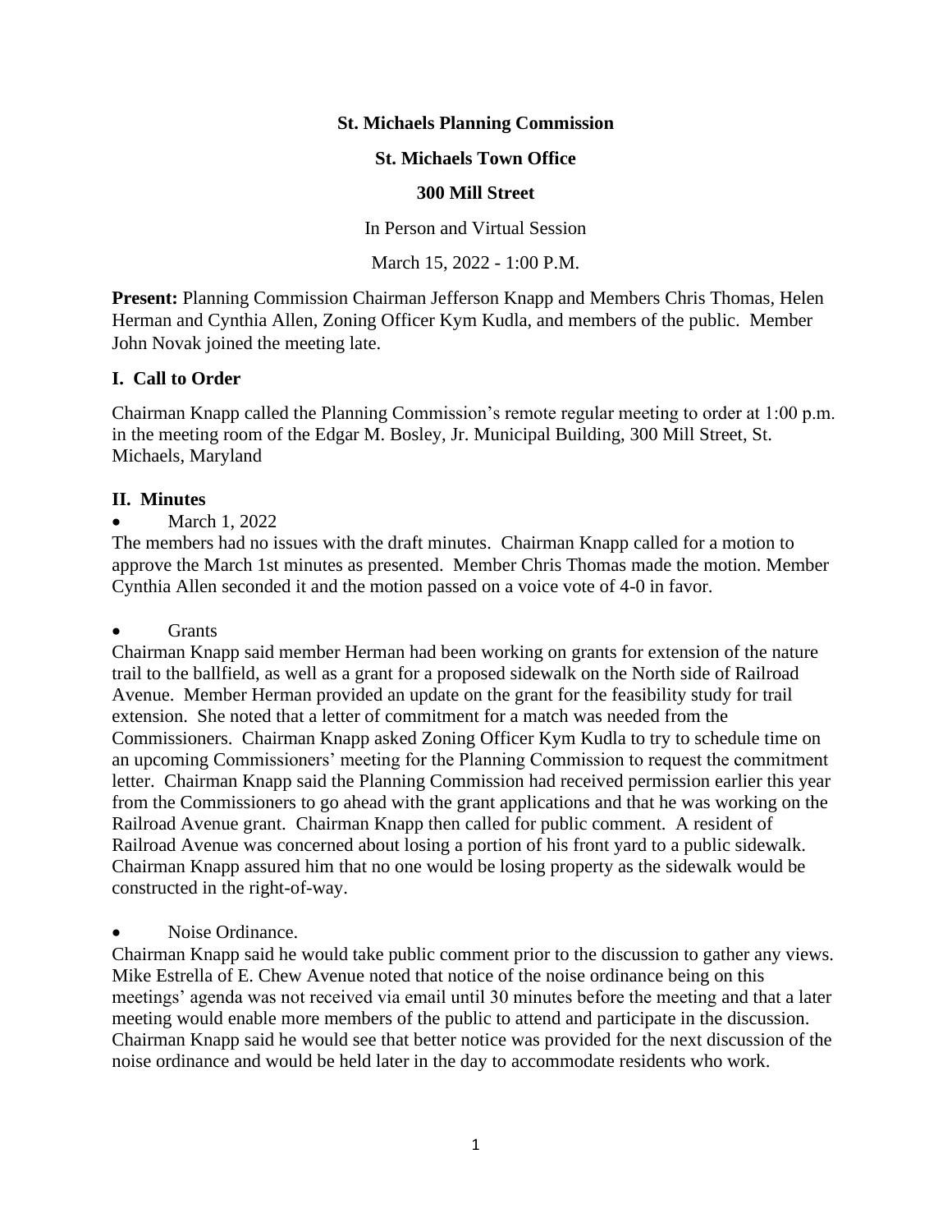**St. Michaels Planning Commission**

**St. Michaels Town Office**

**300 Mill Street**

In Person and Virtual Session

March 15, 2022 - 1:00 P.M.

**Present:** Planning Commission Chairman Jefferson Knapp and Members Chris Thomas, Helen Herman and Cynthia Allen, Zoning Officer Kym Kudla, and members of the public. Member John Novak joined the meeting late.

## I. Call to Order

Chairman Knapp called the Planning Commission's remote regular meeting to order at 1:00 p.m. in the meeting room of the Edgar M. Bosley, Jr. Municipal Building, 300 Mill Street, St. Michaels, Maryland

## II. Minutes

- March 1, 2022

The members had no issues with the draft minutes. Chairman Knapp called for a motion to approve the March 1st minutes as presented. Member Chris Thomas made the motion. Member Cynthia Allen seconded it and the motion passed on a voice vote of 4-0 in favor.

- Grants

Chairman Knapp said member Herman had been working on grants for extension of the nature trail to the ballfield, as well as a grant for a proposed sidewalk on the North side of Railroad Avenue. Member Herman provided an update on the grant for the feasibility study for trail extension. She noted that a letter of commitment for a match was needed from the Commissioners. Chairman Knapp asked Zoning Officer Kym Kudla to try to schedule time on an upcoming Commissioners' meeting for the Planning Commission to request the commitment letter. Chairman Knapp said the Planning Commission had received permission earlier this year from the Commissioners to go ahead with the grant applications and that he was working on the Railroad Avenue grant. Chairman Knapp then called for public comment. A resident of Railroad Avenue was concerned about losing a portion of his front yard to a public sidewalk. Chairman Knapp assured him that no one would be losing property as the sidewalk would be constructed in the right-of-way.

- Noise Ordinance.

Chairman Knapp said he would take public comment prior to the discussion to gather any views. Mike Estrella of E. Chew Avenue noted that notice of the noise ordinance being on this meetings' agenda was not received via email until 30 minutes before the meeting and that a later meeting would enable more members of the public to attend and participate in the discussion. Chairman Knapp said he would see that better notice was provided for the next discussion of the noise ordinance and would be held later in the day to accommodate residents who work.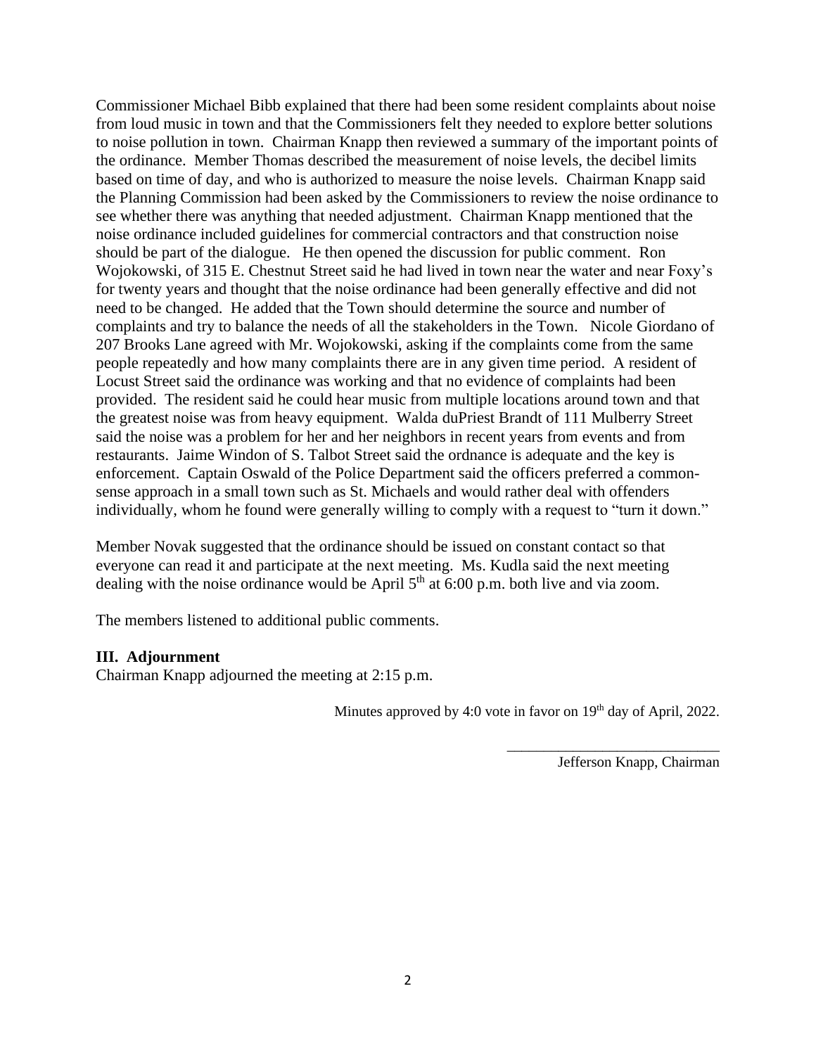Commissioner Michael Bibb explained that there had been some resident complaints about noise from loud music in town and that the Commissioners felt they needed to explore better solutions to noise pollution in town. Chairman Knapp then reviewed a summary of the important points of the ordinance. Member Thomas described the measurement of noise levels, the decibel limits based on time of day, and who is authorized to measure the noise levels. Chairman Knapp said the Planning Commission had been asked by the Commissioners to review the noise ordinance to see whether there was anything that needed adjustment. Chairman Knapp mentioned that the noise ordinance included guidelines for commercial contractors and that construction noise should be part of the dialogue. He then opened the discussion for public comment. Ron Wojokowski, of 315 E. Chestnut Street said he had lived in town near the water and near Foxy's for twenty years and thought that the noise ordinance had been generally effective and did not need to be changed. He added that the Town should determine the source and number of complaints and try to balance the needs of all the stakeholders in the Town. Nicole Giordano of 207 Brooks Lane agreed with Mr. Wojokowski, asking if the complaints come from the same people repeatedly and how many complaints there are in any given time period. A resident of Locust Street said the ordinance was working and that no evidence of complaints had been provided. The resident said he could hear music from multiple locations around town and that the greatest noise was from heavy equipment. Walda duPriest Brandt of 111 Mulberry Street said the noise was a problem for her and her neighbors in recent years from events and from restaurants. Jaime Windon of S. Talbot Street said the ordnance is adequate and the key is enforcement. Captain Oswald of the Police Department said the officers preferred a common-sense approach in a small town such as St. Michaels and would rather deal with offenders individually, whom he found were generally willing to comply with a request to "turn it down."

Member Novak suggested that the ordinance should be issued on constant contact so that everyone can read it and participate at the next meeting. Ms. Kudla said the next meeting dealing with the noise ordinance would be April 5th at 6:00 p.m. both live and via zoom.

The members listened to additional public comments.

**III. Adjournment**
Chairman Knapp adjourned the meeting at 2:15 p.m.

Minutes approved by 4:0 vote in favor on 19th day of April, 2022.

\_\_\_\_\_\_\_\_\_\_\_\_\_\_\_\_\_\_\_\_\_\_\_\_\_\_\_\_\_\_
Jefferson Knapp, Chairman